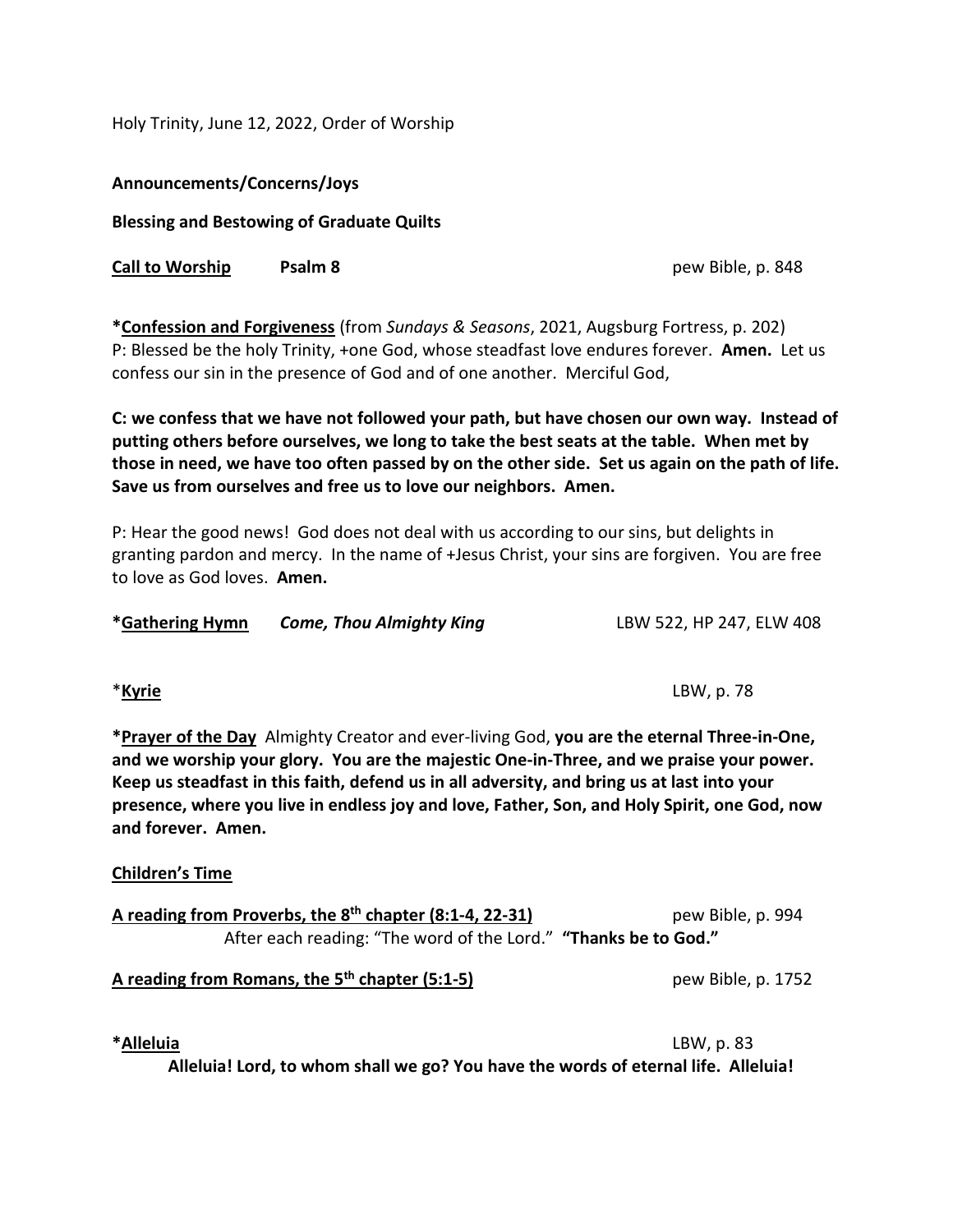Holy Trinity, June 12, 2022, Order of Worship

**Announcements/Concerns/Joys**

**Blessing and Bestowing of Graduate Quilts**

**Call to Worship** **Psalm 8** pew Bible, p. 848

***Confession and Forgiveness** (from *Sundays & Seasons*, 2021, Augsburg Fortress, p. 202)
P: Blessed be the holy Trinity, +one God, whose steadfast love endures forever. **Amen.** Let us confess our sin in the presence of God and of one another. Merciful God,

**C: we confess that we have not followed your path, but have chosen our own way. Instead of putting others before ourselves, we long to take the best seats at the table. When met by those in need, we have too often passed by on the other side. Set us again on the path of life. Save us from ourselves and free us to love our neighbors. Amen.**

P: Hear the good news! God does not deal with us according to our sins, but delights in granting pardon and mercy. In the name of +Jesus Christ, your sins are forgiven. You are free to love as God loves. **Amen.**

***Gathering Hymn** ***Come, Thou Almighty King*** LBW 522, HP 247, ELW 408

***Kyrie** LBW, p. 78

***Prayer of the Day** Almighty Creator and ever-living God, **you are the eternal Three-in-One, and we worship your glory. You are the majestic One-in-Three, and we praise your power. Keep us steadfast in this faith, defend us in all adversity, and bring us at last into your presence, where you live in endless joy and love, Father, Son, and Holy Spirit, one God, now and forever. Amen.**

**Children's Time**

**A reading from Proverbs, the 8th chapter (8:1-4, 22-31)** pew Bible, p. 994
After each reading: "The word of the Lord." **"Thanks be to God."**

**A reading from Romans, the 5th chapter (5:1-5)** pew Bible, p. 1752

***Alleluia** LBW, p. 83
**Alleluia! Lord, to whom shall we go? You have the words of eternal life. Alleluia!**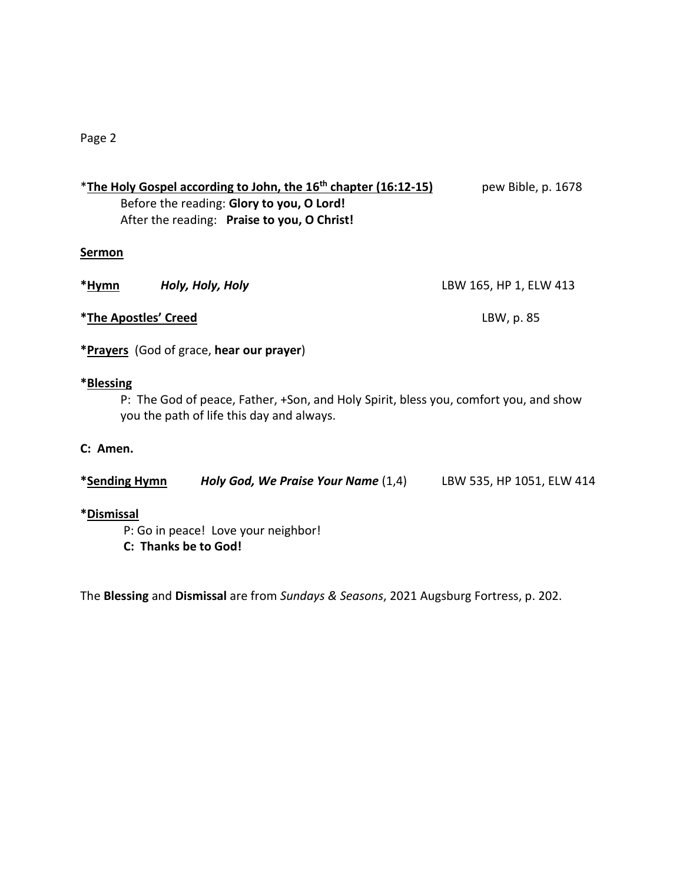*__The Holy Gospel according to John, the 16th chapter (16:12-15)__ pew Bible, p. 1678

Before the reading: **Glory to you, O Lord!**

After the reading: **Praise to you, O Christ!**

__**Sermon**__

**\*__Hymn__** ***Holy, Holy, Holy*** LBW 165, HP 1, ELW 413

**\*__The Apostles' Creed__** LBW, p. 85

**\*__Prayers__** (God of grace, **hear our prayer**)

**\*__Blessing__**

P: The God of peace, Father, +Son, and Holy Spirit, bless you, comfort you, and show you the path of life this day and always.

**C: Amen.**

**\*__Sending Hymn__** ***Holy God, We Praise Your Name*** (1,4) LBW 535, HP 1051, ELW 414

**\*__Dismissal__**

P: Go in peace! Love your neighbor!

**C: Thanks be to God!**

The **Blessing** and **Dismissal** are from *Sundays & Seasons*, 2021 Augsburg Fortress, p. 202.